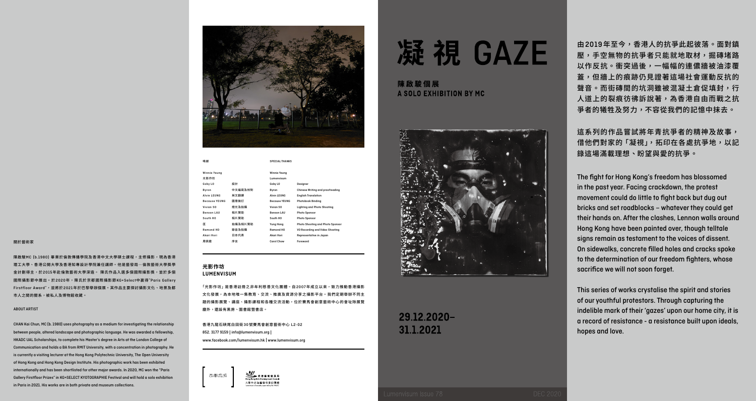# 凝視 GAZE

## 陳啟駿個展
## A SOLO EXHIBITION BY MC

29.12.2020–
31.1.2021

由2019年至今，香港人的抗爭此起彼落。面對鎮壓，手空無物的抗爭者只能就地取材，掘磚堵路以作反抗。衝突過後，一幅幅的連儂牆被油漆覆蓋，但牆上的痕跡仍見證著這場社會運動反抗的聲音。而街磚間的坑洞雖被混凝土倉促填封，行人道上的裂痕彷彿訴說著，為香港自由而戰之抗爭者的犧牲及努力，不容從我們的記憶中抹去。

這系列的作品嘗試將年青抗爭者的精神及故事，借他們對家的「凝視」，拓印在各處抗爭地，以記錄這場滿載理想、盼望與愛的抗爭。

The fight for Hong Kong's freedom has blossomed in the past year. Facing crackdown, the protest movement could do little to fight back but dug out bricks and set roadblocks – whatever they could get their hands on. After the clashes, Lennon walls around Hong Kong have been painted over, though telltale signs remain as testament to the voices of dissent. On sidewalks, concrete filled holes and cracks spoke to the determination of our freedom fighters, whose sacrifice we will not soon forget.

This series of works crystalise the spirit and stories of our youthful protestors. Through capturing the indelible mark of their 'gazes' upon our home city, it is a record of resistance - a resistance built upon ideals, hopes and love.

### 關於藝術家

陳啟駿MC (b.1980) 畢業於倫敦傳播學院及香港中文大學碩士課程，主修攝影，現為香港理工大學、香港公開大學及香港知專設計學院兼任講師。他是藝發局—倫敦藝術大學獎學金計劃得主，於2015年赴倫敦藝術大學深造。陳氏作品入選多個國際攝影獎，並於多個國際攝影節中展出。於2020年，陳氏於京都國際攝影節KG+Select中贏得"Paris Gallery Firstfloor Award"，並將於2021年於巴黎舉辦個展。其作品主要探討攝影文化、地景及都市人之間的關係，被私人及博物館收藏。

### ABOUT ARTIST

CHAN Kai Chun, MC (b.1980) uses photography as a medium for investigating the relationship between people, altered landscape and photographic language. He was awarded a fellowship, HKADC UAL Scholarships, to complete his Master's degree in Arts at the London College of Communication and holds a BA from RMIT University, with a concentration in photography. He is currently a visiting lecturer at the Hong Kong Polytechnic University, The Open University of Hong Kong and Hong Kong Design Institute. His photographic work has been exhibited internationally and has been shortlisted for other major awards. In 2020, MC won the "Paris Gallery Firstfloor Prizes" in KG+SELECT KYOTOGRAPHIE Festival and will hold a solo exhibition in Paris in 2021. His works are in both private and museum collections.

| 鳴謝 | | SPECIAL THANKS | |
|---|---|---|---|
| Winnie Yeung | | Winnie Yeung | |
| 光影作坊 | | Lumenvisum | |
| Goby LO | 設計 | Goby LO | Designer |
| Byron | 中文編寫及校對 | Byron | Chinese Writing and proofreading |
| Alvin LEUNG | 英文翻譯 | Alvin LEUNG | English Translation |
| Because YEUNG | 圖冊裝訂 | Because YEUNG | Photobook Binding |
| Vivian SO | 燈光及拍攝 | Vivian SO | Lighting and Photo Shooting |
| Benson LAU | 相片贊助 | Benson LAU | Photo Sponsor |
| South HO | 相片贊助 | South HO | Photo Sponsor |
| 匡 | 拍攝及相片贊助 | Yung Hong | Photo Shooting and Photo Sponsor |
| Ramond HO | 錄音及拍攝 | Ramond HO | VO Recording and Video Shooting |
| Akari Hori | 日本代表 | Akari Hori | Representative in Japan |
| 周佩盈 | 序言 | Carol Chow | Foreword |

### 光影作坊
### LUMENVISUM

「光影作坊」是香港註冊之非牟利慈善文化團體。自2007年成立以來，致力推動香港攝影文化發展，為本地唯一集教育、交流、推廣及資源分享之攝影平台。我們定期舉辦不同主題的攝影展覽、講座、攝影課程和各種交流活動，位於賽馬會創意藝術中心的會址除展覽廳外，還設有黑房、圖書館暨書店。

香港九龍石硤尾白田街30號賽馬會創意藝術中心 L2-02
852. 3177 9159 | info@lumenvisum.org |
www.facebook.com/lumenvisum.hk | www.lumenvisum.org

香港藝術發展局 Hong Kong Arts Development Council
光影作坊為藝發局資助團體
Lumenvisum is financially supported by the HKADC

Lumenvisum Issue 78 DEC 2020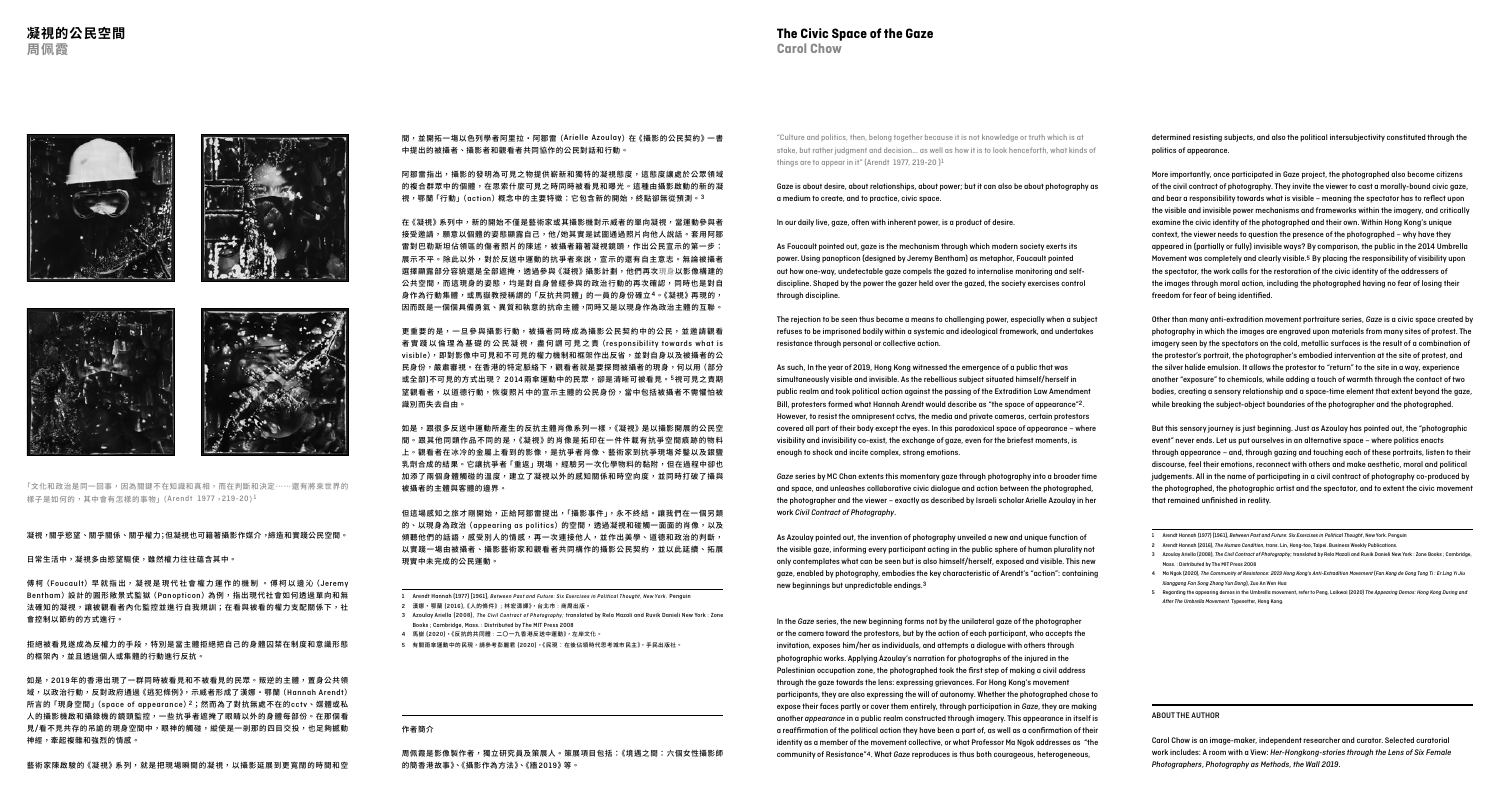# 凝視的公民空間

## 周佩霞

「文化和政治是同一回事，因為關鍵不在知識和真相，而在判斷和決定……還有將來世界的樣子是如何的，其中會有怎樣的事物」(Arendt 1977，219-20)[1]

凝視，關乎慾望、關乎關係、關乎權力；但凝視也可藉著攝影作媒介，締造和實踐公民空間。

日常生活中，凝視多由慾望驅使，雖然權力往往蘊含其中。

傅柯（Foucault）早就指出，凝視是現代社會權力運作的機制。傅柯以邊沁（Jeremy Bentham）設計的圓形敞景式監獄（Panopticon）為例，指出現代社會如何透過單向和無法確知的凝視，讓被觀看者內化監控並進行自我規訓；在看與被看的權力支配關係下，社會控制以節約的方式進行。

拒絕被看見遂成為反權力的手段，特別是當主體拒絕把自己的身體囚禁在制度和意識形態的框架內，並且透過個人或集體的行動進行反抗。

如是，2019年的香港出現了一群同時被看見和不被看見的民眾。叛逆的主體，置身公共領域，以政治行動，反對政府通過《逃犯條例》，示威者形成了漢娜・鄂蘭（Hannah Arendt）所言的「現身空間」（space of appearance）[2]；然而為了對抗無處不在的cctv、媒體或私人的攝影機散和攝錄機的鏡頭監控，一些抗爭者遮掩了眼睛以外的身體每部份。在那個看見/看不見共存的弔詭的現身空間中，眼神的觸碰，縱使是一剎那的四目交投，也足夠撼動神經，牽起複雜和強烈的情感。

藝術家陳敢駿的《凝視》系列，就是把現場瞬間的凝視，以攝影延展到更寬闊的時間和空間，並開拓一場以色列學者阿麗拉・阿祖雷（Arielle Azoulay）在《攝影的公民契約》一書中提出的被攝者、攝影者和觀看者共同協作的公民對話和行動。

阿祖雷指出，攝影的發明為可見之物提供嶄新和獨特的凝視態度，這態度讓處於公眾領域的複合群眾中的個體，在思索什麼可見之時同時被看見和曝光。這種由攝影啟動的新的凝視，帶關「行動」（action）概念中的主要特徵：它包含新的開始，終點卻無從預測。[3]

在《凝視》系列中，新的開始不僅是藝術家或其攝影機對示威者的單向凝視，當運動參與者接受邀請，願意以個體的姿態顯露自己，他/她與實踐試圖通過照片向他人說話。套用阿祖雷對巴勒斯坦佔領區的傷者照片的陳述，被攝者藉著凝視鏡頭，作出公民宣示的第一步：展示不平。除此以外，對於反送中運動的抗爭者來說，宣示的還有自主意志。無論被攝者選擇顯露部分容貌還是全部遮擋，透過參與《凝視》攝影計劃，他們再次現身以影像構建的公共空間，而這現身的姿態，均是對自身曾經參與的政治行動的再次確認，同時也是對自身作為行動集體，或馬嶽教授稱頌的「反抗共同體」的一員的身份確立[4]。《凝視》再現的，因而既是一個個具備勇氣、異質和執意的抗命主體，同時又是以現身作為政治主體的互動。

更重要的是，一旦參與攝影行動，被攝者同時成為攝影公民契約中的公民，並邀請觀看者實踐以倫理為基礎的公民凝視，盡何謂可見之責（responsibility towards what is visible），即對影像中可見和不可見的權力機制和框架作出反省，並對自身以及被攝者的公民身份，嚴肅審視。在香港的特定脈絡下，觀看者就是要撰問被攝者的現身，何以用（部分或全部）不可見的方式出現？2014兩傘運動中的民眾，卻是清晰可被看見。[5]被可見之責驅望觀看者，以這德行動，恢復照片中的宣示主體的公民身份，當中包括被攝者不需擔怕被識別而失去自由。

如是，跟很多反送中運動所產生的反抗主體肖像系列一樣，《凝視》是以攝影開展的公民空間。跟其他同類作品不同的是，《凝視》的肖像是拓印在一件件載有抗爭空間痕跡的物料上。觀看者在冰冷的金屬上看到的影像，是抗爭者肖像、藝術家到抗爭現場斧鑿以及銀鹽乳劑合成的結果。它讓抗爭者「重返」現場，經驗另一次化學物料的黏附，但在過程中卻也加添了兩個身體觸碰的溫度，建立了凝視以外的感知關係和時空向度，並同時打破了攝與被攝者的主體與客體的邊界。

但這場感知之旅才剛開始，正給阿祖雷提出，「攝影事件」，永不終結。讓我們在一個另類的、以現身為政治（appearing as politics）的空間，透過凝視和碰觸一面面的肖像，以及傾聽他們的話語，感受別人的情感，再一次連接他人，並作出美學、道德和政治的判斷，以實踐一場由被攝者、攝影藝術家和觀看者共同構作的攝影公民契約，並以此延續、拓展現實中未完成的公民運動。

1 Arendt Hannah (1977) [1961], *Between Past and Future: Six Exercises in Political Thought*, New York : Penguin

2 漢娜・鄂蘭 (2016),《人的條件》, 林宏濤譯) , 台北市 : 商周出版。

3 Azoulay Ariella (2008), *The Civil Contract of Photography*; translated by Rela Mazali and Ruvik Danieli New York : Zone Books ; Cambridge, Mass. : Distributed by The MIT Press 2008

4 馬嶽 (2020),《反抗的共同體 : 二〇一九香港反送中運動》, 左岸文化。

5 有關兩傘運動中的民現，請參考彭麗君 (2020),《民現 : 在傘佔領時代思考城市民主》, 手民出版社。

### 作者簡介

周佩霞是影像製作者，獨立研究員及策展人。策展項目包括：《境過之間：六個女性攝影師的闊香港故事》、《攝影作為方法》、《牆2019》等。

# The Civic Space of the Gaze

## Carol Chow

"Culture and politics, then, belong together because it is not knowledge or truth which is at stake, but rather judgment and decision... as well as how it is to look henceforth, what kinds of things are to appear in it" (Arendt 1977, 219-20 )[1]

Gaze is about desire, about relationships, about power; but it can also be about photography as a medium to create, and to practice, civic space.

In our daily live, gaze, often with inherent power, is a product of desire.

As Foucault pointed out, gaze is the mechanism through which modern society exerts its power. Using panopticon (designed by Jeremy Bentham) as metaphor, Foucault pointed out how one-way, undetectable gaze compels the gazed to internalise monitoring and self-discipline. Shaped by the power the gazer held over the gazed, the society exercises control through discipline.

The rejection to be seen thus became a means to challenging power, especially when a subject refuses to be imprisoned bodily within a systemic and ideological framework, and undertakes resistance through personal or collective action.

As such, In the year of 2019, Hong Kong witnessed the emergence of a public that was simultaneously visible and invisible. As the rebellious subject situated himself/herself in public realm and took political action against the passing of the Extradition Law Amendment Bill, protesters formed what Hannah Arendt would describe as "the space of appearance"[2]. However, to resist the omnipresent cctvs, the media and private cameras, certain protestors covered all part of their body except the eyes. In this paradoxical space of appearance – where visibility and invisibility co-exist, the exchange of gaze, even for the briefest moments, is enough to shock and incite complex, strong emotions.

*Gaze* series by MC Chan extents this momentary gaze through photography into a broader time and space, and unleashes collaborative civic dialogue and action between the photographed, the photographer and the viewer – exactly as described by Israeli scholar Arielle Azoulay in her work *Civil Contract of Photography*.

As Azoulay pointed out, the invention of photography unveiled a new and unique function of the visible gaze, informing every participant acting in the public sphere of human plurality not only contemplates what can be seen but is also himself/herself, exposed and visible. This new gaze, enabled by photography, embodies the key characteristic of Arendt's "action": containing new beginnings but unpredictable endings.[3]

In the *Gaze* series, the new beginning forms not by the unilateral gaze of the photographer or the camera toward the protestors, but by the action of each participant, who accepts the invitation, exposes him/her as individuals, and attempts a dialogue with others through photographic works. Applying Azoulay's narration for photographs of the injured in the Palestinian occupation zone, the photographed took the first step of making a civil address through the gaze towards the lens: expressing grievances. For Hong Kong's movement participants, they are also expressing the will of autonomy. Whether the photographed chose to expose their faces partly or cover them entirely, through participation in *Gaze*, they are making another *appearance* in a public realm constructed through imagery. This appearance in itself is a reaffirmation of the political action they have been a part of, as well as a confirmation of their identity as a member of the movement collective, or what Professor Ma Ngok addresses as "the community of Resistance"[4]. What *Gaze* reproduces is thus both courageous, heterogeneous, determined resisting subjects, and also the political intersubjectivity constituted through the politics of appearance.

More importantly, once participated in Gaze project, the photographed also become citizens of the civil contract of photography. They invite the viewer to cast a morally-bound civic gaze, and bear a responsibility towards what is visible – meaning the spectator has to reflect upon the visible and invisible power mechanisms and frameworks within the imagery, and critically examine the civic identity of the photographed and their own. Within Hong Kong's unique context, the viewer needs to question the presence of the photographed – why have they appeared in (partially or fully) invisible ways? By comparison, the public in the 2014 Umbrella Movement was completely and clearly visible.[5] By placing the responsibility of visibility upon the spectator, the work calls for the restoration of the civic identity of the addressers of the images through moral action, including the photographed having no fear of losing their freedom for fear of being identified.

Other than many anti-extradition movement portraiture series, *Gaze* is a civic space created by photography in which the images are engraved upon materials from many sites of protest. The imagery seen by the spectators on the cold, metallic surfaces is the result of a combination of the protestor's portrait, the photographer's embodied intervention at the site of protest, and the silver halide emulsion. It allows the protestor to "return" to the site in a way, experience another "exposure" to chemicals, while adding a touch of warmth through the contact of two bodies, creating a sensory relationship and a space-time element that extend beyond the gaze, while breaking the subject-object boundaries of the photographer and the photographed.

But this sensory journey is just beginning. Just as Azoulay has pointed out, the "photographic event" never ends. Let us put ourselves in an alternative space – where politics enacts through appearance – and, through gazing and touching each of these portraits, listen to their discourse, feel their emotions, reconnect with others and make aesthetic, moral and political judgements. All in the name of participating in a civil contract of photography co-produced by the photographed, the photographic artist and the spectator, and to extent the civic movement that remained unfinished in reality.

1 Arendt Hannah (1977) [1961], *Between Past and Future: Six Exercises in Political Thought*, New York: Penguin

2 Arendt Hannah (2016), *The Human Condition*, trans. Lin, Hong-tao, Taipei: Business Weekly Publications

3 Azoulay Ariella (2008), *The Civil Contract of Photography*; translated by Rela Mazali and Ruvik Danieli New York : Zone Books ; Cambridge, Mass. : Distributed by The MIT Press 2008

4 Ma Ngok (2020), *The Community of Resistance: 2019 Hong Kong's Anti-Extradition Movement (Fan Kang de Gong Tong Ti : Er Ling Yi Jiu Xianggang Fan Song Zhong Yun Dong)*, Zuo An Wen Hua

5 Regarding the appearing demos in the Umbrella movement, refer to Peng, Laikwai (2020) *The Appearing Demos: Hong Kong During and After The Umbrella Movement*. Typesetter, Hong Kong

### ABOUT THE AUTHOR

Carol Chow is an image-maker, independent researcher and curator. Selected curatorial work includes: A room with a View: *Her-Hongkong-stories through the Lens of Six Female Photographers, Photography as Methods, the Wall 2019.*